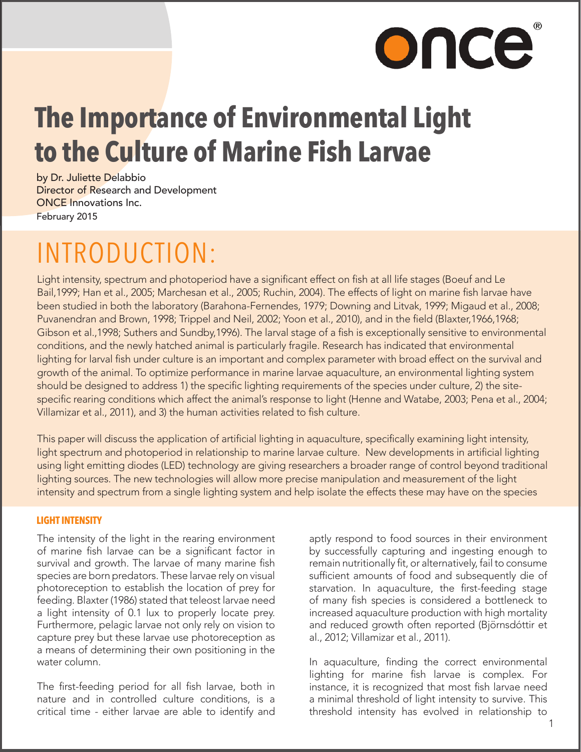# The Importance of Environmental Light to the Culture of Marine Fish Larvae

by Dr. Juliette Delabbio
Director of Research and Development
ONCE Innovations Inc.
February 2015

## INTRODUCTION:

Light intensity, spectrum and photoperiod have a significant effect on fish at all life stages (Boeuf and Le Bail,1999; Han et al., 2005; Marchesan et al., 2005; Ruchin, 2004). The effects of light on marine fish larvae have been studied in both the laboratory (Barahona-Fernendes, 1979; Downing and Litvak, 1999; Migaud et al., 2008; Puvanendran and Brown, 1998; Trippel and Neil, 2002; Yoon et al., 2010), and in the field (Blaxter,1966,1968; Gibson et al.,1998; Suthers and Sundby,1996). The larval stage of a fish is exceptionally sensitive to environmental conditions, and the newly hatched animal is particularly fragile. Research has indicated that environmental lighting for larval fish under culture is an important and complex parameter with broad effect on the survival and growth of the animal. To optimize performance in marine larvae aquaculture, an environmental lighting system should be designed to address 1) the specific lighting requirements of the species under culture, 2) the site-specific rearing conditions which affect the animal's response to light (Henne and Watabe, 2003; Pena et al., 2004; Villamizar et al., 2011), and 3) the human activities related to fish culture.

This paper will discuss the application of artificial lighting in aquaculture, specifically examining light intensity, light spectrum and photoperiod in relationship to marine larvae culture. New developments in artificial lighting using light emitting diodes (LED) technology are giving researchers a broader range of control beyond traditional lighting sources. The new technologies will allow more precise manipulation and measurement of the light intensity and spectrum from a single lighting system and help isolate the effects these may have on the species

### LIGHT INTENSITY

The intensity of the light in the rearing environment of marine fish larvae can be a significant factor in survival and growth. The larvae of many marine fish species are born predators. These larvae rely on visual photoreception to establish the location of prey for feeding. Blaxter (1986) stated that teleost larvae need a light intensity of 0.1 lux to properly locate prey. Furthermore, pelagic larvae not only rely on vision to capture prey but these larvae use photoreception as a means of determining their own positioning in the water column.

The first-feeding period for all fish larvae, both in nature and in controlled culture conditions, is a critical time - either larvae are able to identify and aptly respond to food sources in their environment by successfully capturing and ingesting enough to remain nutritionally fit, or alternatively, fail to consume sufficient amounts of food and subsequently die of starvation. In aquaculture, the first-feeding stage of many fish species is considered a bottleneck to increased aquaculture production with high mortality and reduced growth often reported (Björnsdóttir et al., 2012; Villamizar et al., 2011).

In aquaculture, finding the correct environmental lighting for marine fish larvae is complex. For instance, it is recognized that most fish larvae need a minimal threshold of light intensity to survive. This threshold intensity has evolved in relationship to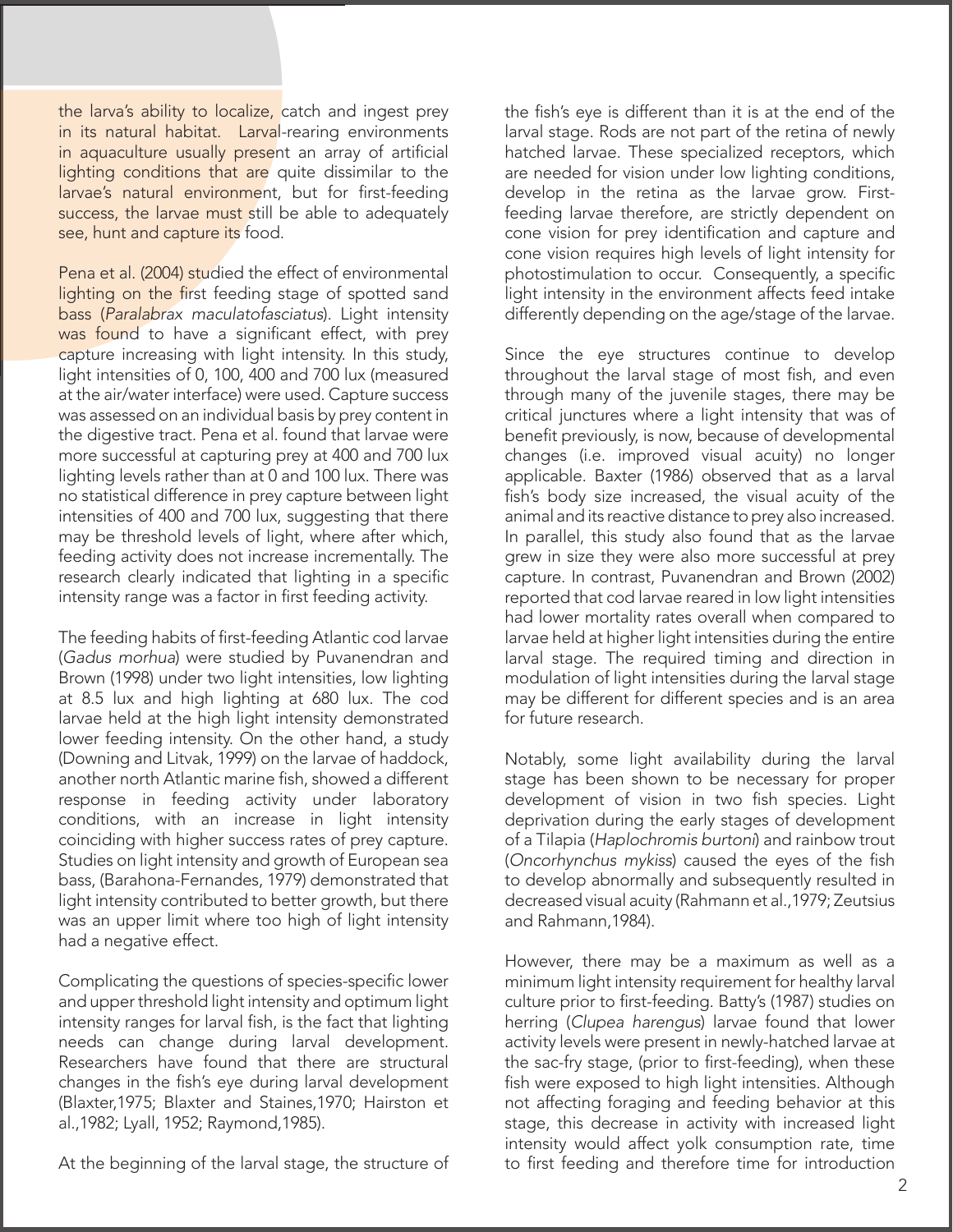the larva's ability to localize, catch and ingest prey in its natural habitat. Larval-rearing environments in aquaculture usually present an array of artificial lighting conditions that are quite dissimilar to the larvae's natural environment, but for first-feeding success, the larvae must still be able to adequately see, hunt and capture its food.

Pena et al. (2004) studied the effect of environmental lighting on the first feeding stage of spotted sand bass (*Paralabrax maculatofasciatus*). Light intensity was found to have a significant effect, with prey capture increasing with light intensity. In this study, light intensities of 0, 100, 400 and 700 lux (measured at the air/water interface) were used. Capture success was assessed on an individual basis by prey content in the digestive tract. Pena et al. found that larvae were more successful at capturing prey at 400 and 700 lux lighting levels rather than at 0 and 100 lux. There was no statistical difference in prey capture between light intensities of 400 and 700 lux, suggesting that there may be threshold levels of light, where after which, feeding activity does not increase incrementally. The research clearly indicated that lighting in a specific intensity range was a factor in first feeding activity.

The feeding habits of first-feeding Atlantic cod larvae (*Gadus morhua*) were studied by Puvanendran and Brown (1998) under two light intensities, low lighting at 8.5 lux and high lighting at 680 lux. The cod larvae held at the high light intensity demonstrated lower feeding intensity. On the other hand, a study (Downing and Litvak, 1999) on the larvae of haddock, another north Atlantic marine fish, showed a different response in feeding activity under laboratory conditions, with an increase in light intensity coinciding with higher success rates of prey capture. Studies on light intensity and growth of European sea bass, (Barahona-Fernandes, 1979) demonstrated that light intensity contributed to better growth, but there was an upper limit where too high of light intensity had a negative effect.

Complicating the questions of species-specific lower and upper threshold light intensity and optimum light intensity ranges for larval fish, is the fact that lighting needs can change during larval development. Researchers have found that there are structural changes in the fish's eye during larval development (Blxter,1975; Blaxter and Staines,1970; Hairston et al.,1982; Lyall, 1952; Raymond,1985).

At the beginning of the larval stage, the structure of the fish's eye is different than it is at the end of the larval stage. Rods are not part of the retina of newly hatched larvae. These specialized receptors, which are needed for vision under low lighting conditions, develop in the retina as the larvae grow. First-feeding larvae therefore, are strictly dependent on cone vision for prey identification and capture and cone vision requires high levels of light intensity for photostimulation to occur. Consequently, a specific light intensity in the environment affects feed intake differently depending on the age/stage of the larvae.

Since the eye structures continue to develop throughout the larval stage of most fish, and even through many of the juvenile stages, there may be critical junctures where a light intensity that was of benefit previously, is now, because of developmental changes (i.e. improved visual acuity) no longer applicable. Baxter (1986) observed that as a larval fish's body size increased, the visual acuity of the animal and its reactive distance to prey also increased. In parallel, this study also found that as the larvae grew in size they were also more successful at prey capture. In contrast, Puvanendran and Brown (2002) reported that cod larvae reared in low light intensities had lower mortality rates overall when compared to larvae held at higher light intensities during the entire larval stage. The required timing and direction in modulation of light intensities during the larval stage may be different for different species and is an area for future research.

Notably, some light availability during the larval stage has been shown to be necessary for proper development of vision in two fish species. Light deprivation during the early stages of development of a Tilapia (*Haplochromis burtoni*) and rainbow trout (*Oncorhynchus mykiss*) caused the eyes of the fish to develop abnormally and subsequently resulted in decreased visual acuity (Rahmann et al.,1979; Zeutsius and Rahmann,1984).

However, there may be a maximum as well as a minimum light intensity requirement for healthy larval culture prior to first-feeding. Batty's (1987) studies on herring (*Clupea harengus*) larvae found that lower activity levels were present in newly-hatched larvae at the sac-fry stage, (prior to first-feeding), when these fish were exposed to high light intensities. Although not affecting foraging and feeding behavior at this stage, this decrease in activity with increased light intensity would affect yolk consumption rate, time to first feeding and therefore time for introduction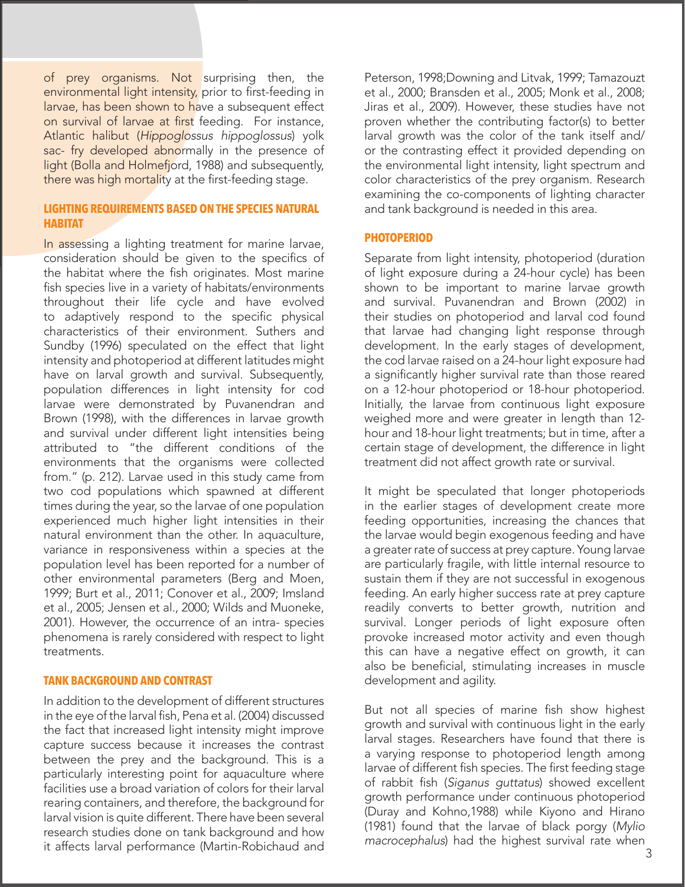of prey organisms. Not surprising then, the environmental light intensity, prior to first-feeding in larvae, has been shown to have a subsequent effect on survival of larvae at first feeding. For instance, Atlantic halibut (*Hippoglossus hippoglossus*) yolk sac- fry developed abnormally in the presence of light (Bolla and Holmefjord, 1988) and subsequently, there was high mortality at the first-feeding stage.

## LIGHTING REQUIREMENTS BASED ON THE SPECIES NATURAL HABITAT

In assessing a lighting treatment for marine larvae, consideration should be given to the specifics of the habitat where the fish originates. Most marine fish species live in a variety of habitats/environments throughout their life cycle and have evolved to adaptively respond to the specific physical characteristics of their environment. Suthers and Sundby (1996) speculated on the effect that light intensity and photoperiod at different latitudes might have on larval growth and survival. Subsequently, population differences in light intensity for cod larvae were demonstrated by Puvanendran and Brown (1998), with the differences in larvae growth and survival under different light intensities being attributed to "the different conditions of the environments that the organisms were collected from." (p. 212). Larvae used in this study came from two cod populations which spawned at different times during the year, so the larvae of one population experienced much higher light intensities in their natural environment than the other. In aquaculture, variance in responsiveness within a species at the population level has been reported for a number of other environmental parameters (Berg and Moen, 1999; Burt et al., 2011; Conover et al., 2009; Imsland et al., 2005; Jensen et al., 2000; Wilds and Muoneke, 2001). However, the occurrence of an intra- species phenomena is rarely considered with respect to light treatments.

## TANK BACKGROUND AND CONTRAST

In addition to the development of different structures in the eye of the larval fish, Pena et al. (2004) discussed the fact that increased light intensity might improve capture success because it increases the contrast between the prey and the background. This is a particularly interesting point for aquaculture where facilities use a broad variation of colors for their larval rearing containers, and therefore, the background for larval vision is quite different. There have been several research studies done on tank background and how it affects larval performance (Martin-Robichaud and Peterson, 1998;Downing and Litvak, 1999; Tamazouzt et al., 2000; Bransden et al., 2005; Monk et al., 2008; Jiras et al., 2009). However, these studies have not proven whether the contributing factor(s) to better larval growth was the color of the tank itself and/or the contrasting effect it provided depending on the environmental light intensity, light spectrum and color characteristics of the prey organism. Research examining the co-components of lighting character and tank background is needed in this area.

## PHOTOPERIOD

Separate from light intensity, photoperiod (duration of light exposure during a 24-hour cycle) has been shown to be important to marine larvae growth and survival. Puvanendran and Brown (2002) in their studies on photoperiod and larval cod found that larvae had changing light response through development. In the early stages of development, the cod larvae raised on a 24-hour light exposure had a significantly higher survival rate than those reared on a 12-hour photoperiod or 18-hour photoperiod. Initially, the larvae from continuous light exposure weighed more and were greater in length than 12-hour and 18-hour light treatments; but in time, after a certain stage of development, the difference in light treatment did not affect growth rate or survival.

It might be speculated that longer photoperiods in the earlier stages of development create more feeding opportunities, increasing the chances that the larvae would begin exogenous feeding and have a greater rate of success at prey capture. Young larvae are particularly fragile, with little internal resource to sustain them if they are not successful in exogenous feeding. An early higher success rate at prey capture readily converts to better growth, nutrition and survival. Longer periods of light exposure often provoke increased motor activity and even though this can have a negative effect on growth, it can also be beneficial, stimulating increases in muscle development and agility.

But not all species of marine fish show highest growth and survival with continuous light in the early larval stages. Researchers have found that there is a varying response to photoperiod length among larvae of different fish species. The first feeding stage of rabbit fish (*Siganus guttatus*) showed excellent growth performance under continuous photoperiod (Duray and Kohno,1988) while Kiyono and Hirano (1981) found that the larvae of black porgy (*Mylio macrocephalus*) had the highest survival rate when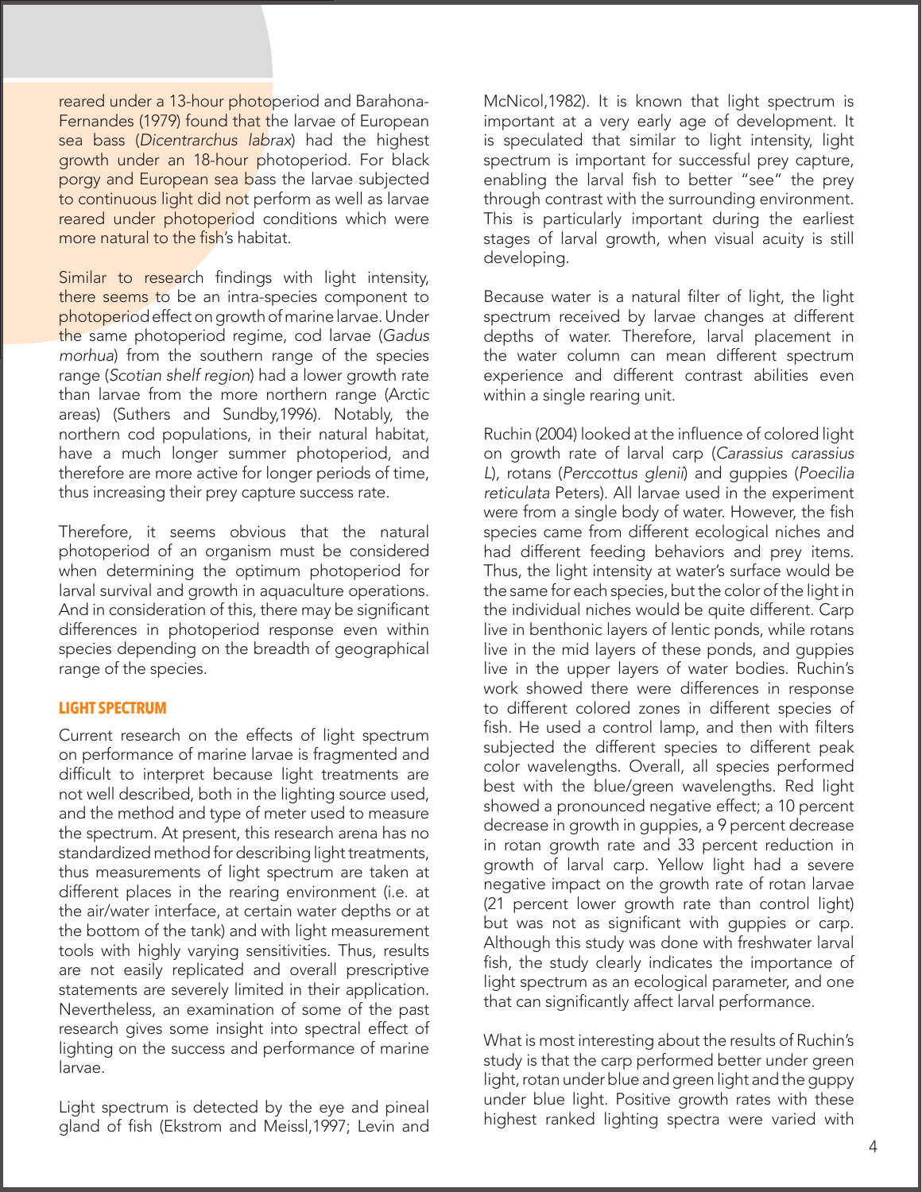reared under a 13-hour photoperiod and Barahona-Fernandes (1979) found that the larvae of European sea bass (*Dicentrarchus labrax*) had the highest growth under an 18-hour photoperiod. For black porgy and European sea bass the larvae subjected to continuous light did not perform as well as larvae reared under photoperiod conditions which were more natural to the fish's habitat.

Similar to research findings with light intensity, there seems to be an intra-species component to photoperiod effect on growth of marine larvae. Under the same photoperiod regime, cod larvae (*Gadus morhua*) from the southern range of the species range (*Scotian shelf region*) had a lower growth rate than larvae from the more northern range (Arctic areas) (Suthers and Sundby,1996). Notably, the northern cod populations, in their natural habitat, have a much longer summer photoperiod, and therefore are more active for longer periods of time, thus increasing their prey capture success rate.

Therefore, it seems obvious that the natural photoperiod of an organism must be considered when determining the optimum photoperiod for larval survival and growth in aquaculture operations. And in consideration of this, there may be significant differences in photoperiod response even within species depending on the breadth of geographical range of the species.

## LIGHT SPECTRUM

Current research on the effects of light spectrum on performance of marine larvae is fragmented and difficult to interpret because light treatments are not well described, both in the lighting source used, and the method and type of meter used to measure the spectrum. At present, this research arena has no standardized method for describing light treatments, thus measurements of light spectrum are taken at different places in the rearing environment (i.e. at the air/water interface, at certain water depths or at the bottom of the tank) and with light measurement tools with highly varying sensitivities. Thus, results are not easily replicated and overall prescriptive statements are severely limited in their application. Nevertheless, an examination of some of the past research gives some insight into spectral effect of lighting on the success and performance of marine larvae.

Light spectrum is detected by the eye and pineal gland of fish (Ekstrom and Meissl,1997; Levin and McNicol,1982). It is known that light spectrum is important at a very early age of development. It is speculated that similar to light intensity, light spectrum is important for successful prey capture, enabling the larval fish to better "see" the prey through contrast with the surrounding environment. This is particularly important during the earliest stages of larval growth, when visual acuity is still developing.

Because water is a natural filter of light, the light spectrum received by larvae changes at different depths of water. Therefore, larval placement in the water column can mean different spectrum experience and different contrast abilities even within a single rearing unit.

Ruchin (2004) looked at the influence of colored light on growth rate of larval carp (*Carassius carassius L*), rotans (*Perccottus glenii*) and guppies (*Poecilia reticulata* Peters). All larvae used in the experiment were from a single body of water. However, the fish species came from different ecological niches and had different feeding behaviors and prey items. Thus, the light intensity at water's surface would be the same for each species, but the color of the light in the individual niches would be quite different. Carp live in benthonic layers of lentic ponds, while rotans live in the mid layers of these ponds, and guppies live in the upper layers of water bodies. Ruchin's work showed there were differences in response to different colored zones in different species of fish. He used a control lamp, and then with filters subjected the different species to different peak color wavelengths. Overall, all species performed best with the blue/green wavelengths. Red light showed a pronounced negative effect; a 10 percent decrease in growth in guppies, a 9 percent decrease in rotan growth rate and 33 percent reduction in growth of larval carp. Yellow light had a severe negative impact on the growth rate of rotan larvae (21 percent lower growth rate than control light) but was not as significant with guppies or carp. Although this study was done with freshwater larval fish, the study clearly indicates the importance of light spectrum as an ecological parameter, and one that can significantly affect larval performance.

What is most interesting about the results of Ruchin's study is that the carp performed better under green light, rotan under blue and green light and the guppy under blue light. Positive growth rates with these highest ranked lighting spectra were varied with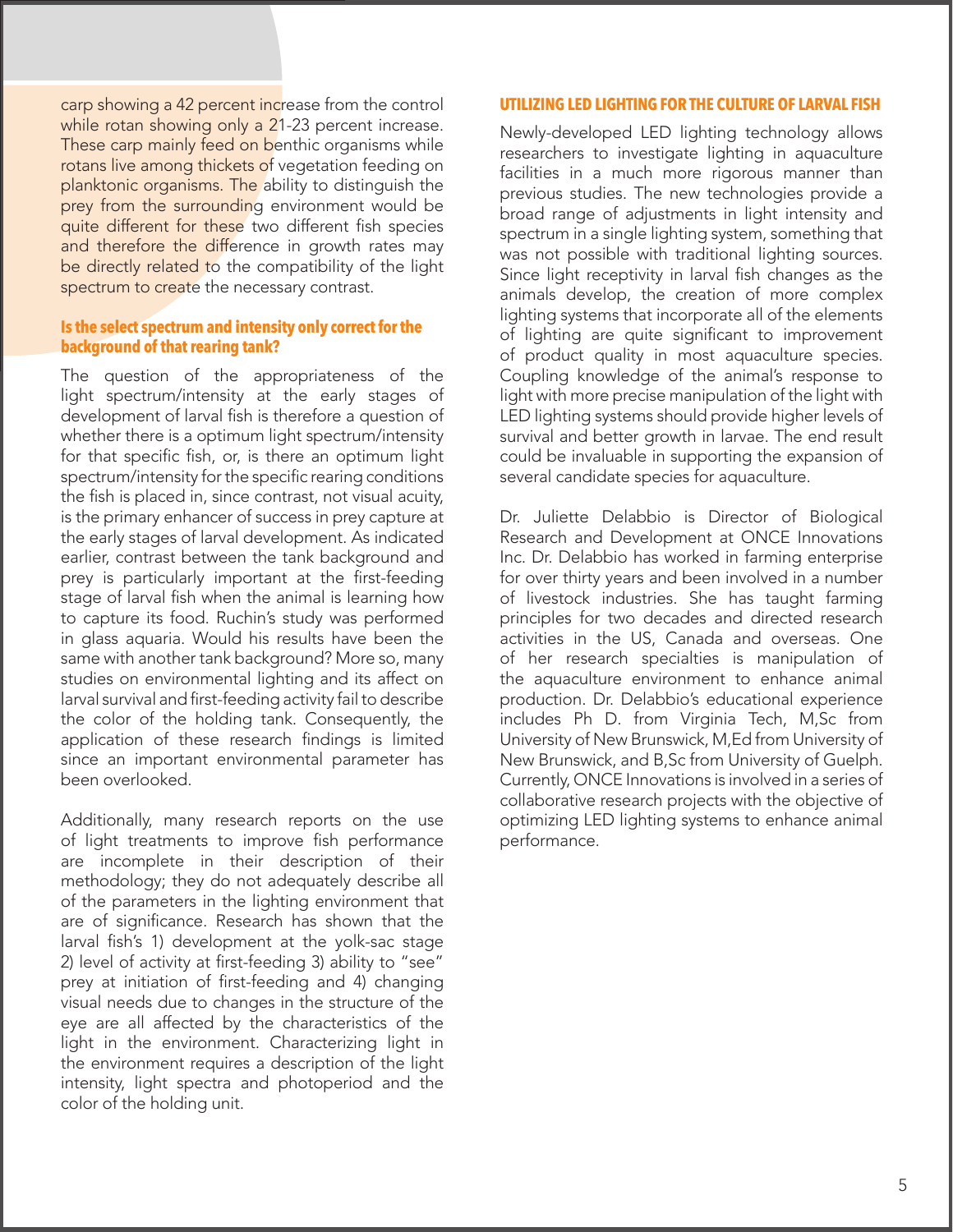carp showing a 42 percent increase from the control while rotan showing only a 21-23 percent increase. These carp mainly feed on benthic organisms while rotans live among thickets of vegetation feeding on planktonic organisms. The ability to distinguish the prey from the surrounding environment would be quite different for these two different fish species and therefore the difference in growth rates may be directly related to the compatibility of the light spectrum to create the necessary contrast.

### Is the select spectrum and intensity only correct for the background of that rearing tank?

The question of the appropriateness of the light spectrum/intensity at the early stages of development of larval fish is therefore a question of whether there is a optimum light spectrum/intensity for that specific fish, or, is there an optimum light spectrum/intensity for the specific rearing conditions the fish is placed in, since contrast, not visual acuity, is the primary enhancer of success in prey capture at the early stages of larval development. As indicated earlier, contrast between the tank background and prey is particularly important at the first-feeding stage of larval fish when the animal is learning how to capture its food. Ruchin's study was performed in glass aquaria. Would his results have been the same with another tank background? More so, many studies on environmental lighting and its affect on larval survival and first-feeding activity fail to describe the color of the holding tank. Consequently, the application of these research findings is limited since an important environmental parameter has been overlooked.

Additionally, many research reports on the use of light treatments to improve fish performance are incomplete in their description of their methodology; they do not adequately describe all of the parameters in the lighting environment that are of significance. Research has shown that the larval fish's 1) development at the yolk-sac stage 2) level of activity at first-feeding 3) ability to "see" prey at initiation of first-feeding and 4) changing visual needs due to changes in the structure of the eye are all affected by the characteristics of the light in the environment. Characterizing light in the environment requires a description of the light intensity, light spectra and photoperiod and the color of the holding unit.

## UTILIZING LED LIGHTING FOR THE CULTURE OF LARVAL FISH

Newly-developed LED lighting technology allows researchers to investigate lighting in aquaculture facilities in a much more rigorous manner than previous studies. The new technologies provide a broad range of adjustments in light intensity and spectrum in a single lighting system, something that was not possible with traditional lighting sources. Since light receptivity in larval fish changes as the animals develop, the creation of more complex lighting systems that incorporate all of the elements of lighting are quite significant to improvement of product quality in most aquaculture species. Coupling knowledge of the animal's response to light with more precise manipulation of the light with LED lighting systems should provide higher levels of survival and better growth in larvae. The end result could be invaluable in supporting the expansion of several candidate species for aquaculture.

Dr. Juliette Delabbio is Director of Biological Research and Development at ONCE Innovations Inc. Dr. Delabbio has worked in farming enterprise for over thirty years and been involved in a number of livestock industries. She has taught farming principles for two decades and directed research activities in the US, Canada and overseas. One of her research specialties is manipulation of the aquaculture environment to enhance animal production. Dr. Delabbio's educational experience includes Ph D. from Virginia Tech, M,Sc from University of New Brunswick, M,Ed from University of New Brunswick, and B,Sc from University of Guelph. Currently, ONCE Innovations is involved in a series of collaborative research projects with the objective of optimizing LED lighting systems to enhance animal performance.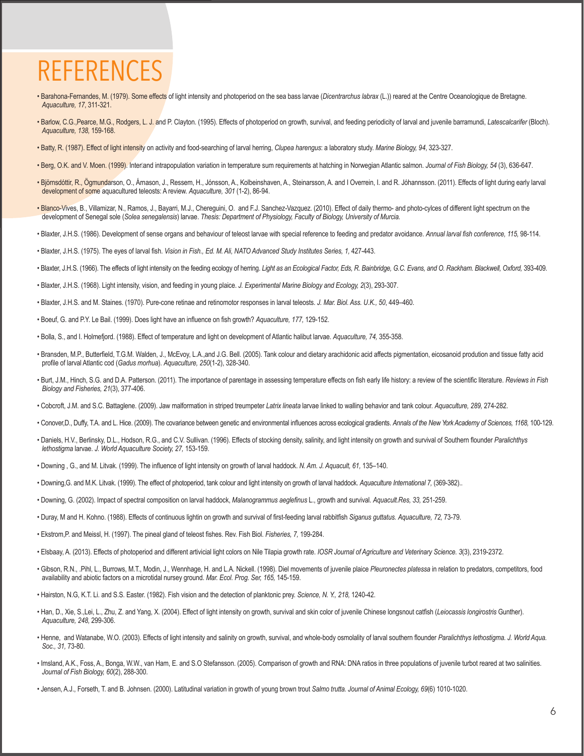# REFERENCES

- Barahona-Fernandes, M. (1979). Some effects of light intensity and photoperiod on the sea bass larvae (*Dicentrarchus labrax* (L.)) reared at the Centre Oceanologique de Bretagne. *Aquaculture, 17*, 311-321.
- Barlow, C.G.,Pearce, M.G., Rodgers, L. J. and P. Clayton. (1995). Effects of photoperiod on growth, survival, and feeding periodicity of larval and juvenile barramundi, *Latescalcarifer* (Bloch). *Aquaculture, 138,* 159-168.
- Batty, R. (1987). Effect of light intensity on activity and food-searching of larval herring, *Clupea harengus*: a laboratory study. *Marine Biology, 94*, 323-327.
- Berg, O.K. and V. Moen. (1999). Inter and intrapopulation variation in temperature sum requirements at hatching in Norwegian Atlantic salmon. *Journal of Fish Biology, 54* (3), 636-647.
- Björnsdóttir, R., Ögmundarson, O., Árnason, J., Ressem, H., Jónsson, A., Kolbeinshaven, A., Steinarsson, A. and I Overrein, I. and R. Jóhannsson. (2011). Effects of light during early larval development of some aquacultured teleosts: A review. *Aquaculture, 301* (1-2), 86-94.
- Blanco-Vives, B., Villamizar, N., Ramos, J., Bayarri, M.J., Chereguini, O. and F.J. Sanchez-Vazquez. (2010). Effect of daily thermo- and photo-cylces of different light spectrum on the development of Senegal sole (*Solea senegalensis*) larvae. *Thesis: Department of Physiology, Faculty of Biology, University of Murcia.*
- Blaxter, J.H.S. (1986). Development of sense organs and behaviour of teleost larvae with special reference to feeding and predator avoidance. *Annual larval fish conference, 115,* 98-114.
- Blaxter, J.H.S. (1975). The eyes of larval fish. *Vision in Fish., Ed. M. Ali, NATO Advanced Study Institutes Series, 1,* 427-443.
- Blaxter, J.H.S. (1966). The effects of light intensity on the feeding ecology of herring. *Light as an Ecological Factor, Eds, R. Bainbridge, G.C. Evans, and O. Rackham. Blackwell, Oxford,* 393-409.
- Blaxter, J.H.S. (1968). Light intensity, vision, and feeding in young plaice. *J. Experimental Marine Biology and Ecology, 2*(3), 293-307.
- Blaxter, J.H.S. and M. Staines. (1970). Pure-cone retinae and retinomotor responses in larval teleosts. *J. Mar. Biol. Ass. U.K., 50*, 449–460.
- Boeuf, G. and P.Y. Le Bail. (1999). Does light have an influence on fish growth? *Aquaculture, 177,* 129-152.
- Bolla, S., and I. Holmefjord. (1988). Effect of temperature and light on development of Atlantic halibut larvae. *Aquaculture, 74,* 355-358.
- Bransden, M.P., Butterfield, T.G.M. Walden, J., McEvoy, L.A.,and J.G. Bell. (2005). Tank colour and dietary arachidonic acid affects pigmentation, eicosanoid prodution and tissue fatty acid profile of larval Atlantic cod (*Gadus morhua*). *Aquaculture, 250*(1-2), 328-340.
- Burt, J.M., Hinch, S.G. and D.A. Patterson. (2011). The importance of parentage in assessing temperature effects on fish early life history: a review of the scientific literature. *Reviews in Fish Biology and Fisheries, 21*(3), 377-406.
- Cobcroft, J.M. and S.C. Battaglene. (2009). Jaw malformation in striped treumpeter *Latrix lineata* larvae linked to walling behavior and tank colour. *Aquaculture, 289,* 274-282.
- Conover,D., Duffy, T.A. and L. Hice. (2009). The covariance between genetic and environmental influences across ecological gradients. *Annals of the New York Academy of Sciences, 1168,* 100-129.
- Daniels, H.V., Berlinsky, D.L., Hodson, R.G., and C.V. Sullivan. (1996). Effects of stocking density, salinity, and light intensity on growth and survival of Southern flounder *Paralichthys lethostigma* larvae. *J. World Aquaculture Society, 27,* 153-159.
- Downing , G., and M. Litvak. (1999). The influence of light intensity on growth of larval haddock. *N. Am. J. Aquacult, 61,* 135–140.
- Downing,G. and M.K. Litvak. (1999). The effect of photoperiod, tank colour and light intensity on growth of larval haddock. *Aquaculture International 7,* (369-382)..
- Downing, G. (2002). Impact of spectral composition on larval haddock, *Malanogrammus aeglefinus* L., growth and survival. *Aquacult.Res, 33,* 251-259.
- Duray, M and H. Kohno. (1988). Effects of continuous lightin on growth and survival of first-feeding larval rabbitfish *Siganus guttatus. Aquaculture, 72,* 73-79.
- Ekstrom,P. and Meissl, H. (1997). The pineal gland of teleost fishes. Rev. Fish Biol. *Fisheries, 7,* 199-284.
- Elsbaay, A. (2013). Effects of photoperiod and different artivicial light colors on Nile Tilapia growth rate. *IOSR Journal of Agriculture and Veterinary Science. 3*(3), 2319-2372.
- Gibson, R.N., .Pihl, L., Burrows, M.T., Modin, J., Wennhage, H. and L.A. Nickell. (1998). Diel movements of juvenile plaice *Pleuronectes platessa* in relation to predators, competitors, food availability and abiotic factors on a microtidal nursey ground. *Mar. Ecol. Prog. Ser, 165,* 145-159.
- Hairston, N.G, K.T. Li. and S.S. Easter. (1982). Fish vision and the detection of planktonic prey. *Science, N. Y., 218,* 1240-42.
- Han, D., Xie, S.,Lei, L., Zhu, Z. and Yang, X. (2004). Effect of light intensity on growth, survival and skin color of juvenile Chinese longsnout catfish (*Leiocassis longirostris* Gunther). *Aquaculture, 248,* 299-306.
- Henne, and Watanabe, W.O. (2003). Effects of light intensity and salinity on growth, survival, and whole-body osmolality of larval southern flounder *Paralichthys lethostigma. J. World Aqua. Soc., 31*, 73-80.
- Imsland, A.K., Foss, A., Bonga, W.W., van Ham, E. and S.O Stefansson. (2005). Comparison of growth and RNA: DNA ratios in three populations of juvenile turbot reared at two salinities. *Journal of Fish Biology, 60*(2), 288-300.
- Jensen, A.J., Forseth, T. and B. Johnsen. (2000). Latitudinal variation in growth of young brown trout *Salmo trutta. Journal of Animal Ecology, 69*(6) 1010-1020.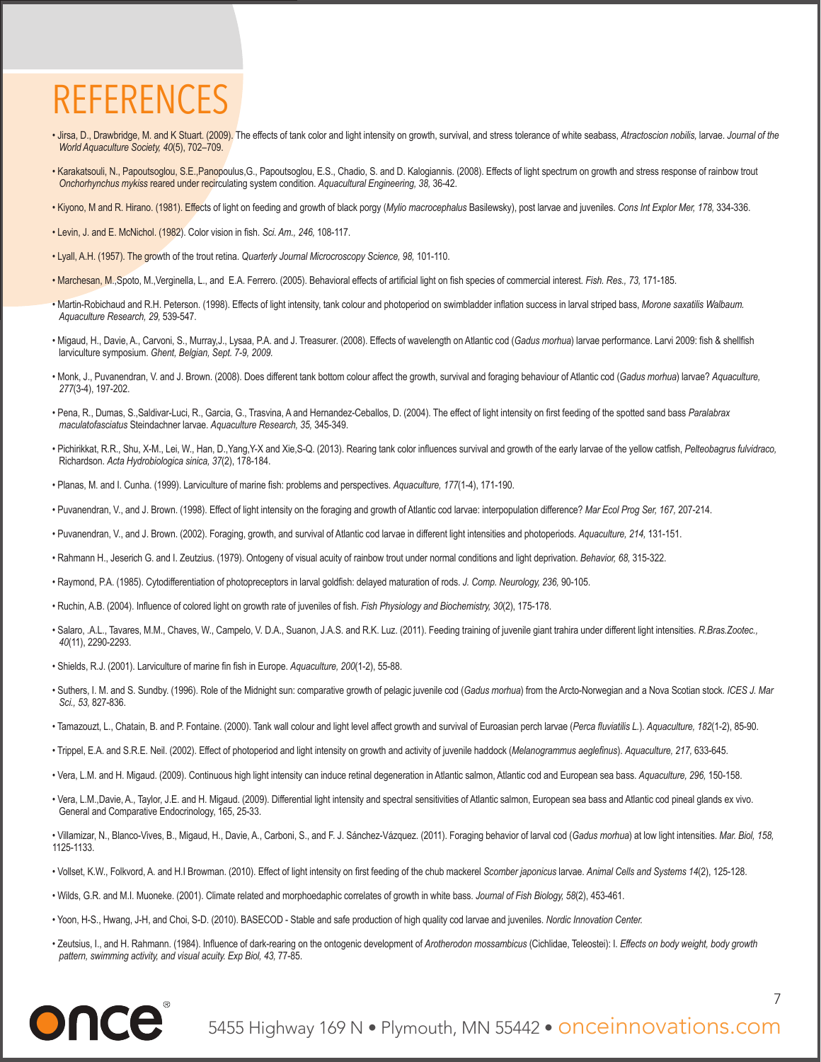# REFERENCES

- Jirsa, D., Drawbridge, M. and K Stuart. (2009). The effects of tank color and light intensity on growth, survival, and stress tolerance of white seabass, *Atractoscion nobilis,* larvae. *Journal of the World Aquaculture Society, 40*(5), 702–709.

- Karakatsouli, N., Papoutsoglou, S.E.,Panopoulus,G., Papoutsoglou, E.S., Chadio, S. and D. Kalogiannis. (2008). Effects of light spectrum on growth and stress response of rainbow trout *Onchorhynchus mykiss* reared under recirculating system condition. *Aquacultural Engineering, 38,* 36-42.

- Kiyono, M and R. Hirano. (1981). Effects of light on feeding and growth of black porgy (*Mylio macrocephalus* Basilewsky), post larvae and juveniles. *Cons Int Explor Mer, 178,* 334-336.

- Levin, J. and E. McNichol. (1982). Color vision in fish. *Sci. Am., 246,* 108-117.

- Lyall, A.H. (1957). The growth of the trout retina. *Quarterly Journal Microcroscopy Science, 98,* 101-110.

- Marchesan, M.,Spoto, M.,Verginella, L., and E.A. Ferrero. (2005). Behavioral effects of artificial light on fish species of commercial interest. *Fish. Res., 73,* 171-185.

- Martin-Robichaud and R.H. Peterson. (1998). Effects of light intensity, tank colour and photoperiod on swimbladder inflation success in larval striped bass, *Morone saxatilis Walbaum. Aquaculture Research, 29,* 539-547.

- Migaud, H., Davie, A., Carvoni, S., Murray,J., Lysaa, P.A. and J. Treasurer. (2008). Effects of wavelength on Atlantic cod (*Gadus morhua*) larvae performance. Larvi 2009: fish & shellfish larviculture symposium. *Ghent, Belgian, Sept. 7-9, 2009.*

- Monk, J., Puvanendran, V. and J. Brown. (2008). Does different tank bottom colour affect the growth, survival and foraging behaviour of Atlantic cod (*Gadus morhua*) larvae? *Aquaculture, 277*(3-4), 197-202.

- Pena, R., Dumas, S.,Saldivar-Luci, R., Garcia, G., Trasvina, A and Hernandez-Ceballos, D. (2004). The effect of light intensity on first feeding of the spotted sand bass *Paralabrax maculatofasciatus* Steindachner larvae. *Aquaculture Research, 35,* 345-349.

- Pichirikkat, R.R., Shu, X-M., Lei, W., Han, D.,Yang,Y-X and Xie,S-Q. (2013). Rearing tank color influences survival and growth of the early larvae of the yellow catfish, *Pelteobagrus fulvidraco,* Richardson. *Acta Hydrobiologica sinica, 37*(2), 178-184.

- Planas, M. and I. Cunha. (1999). Larviculture of marine fish: problems and perspectives. *Aquaculture, 177*(1-4), 171-190.

- Puvanendran, V., and J. Brown. (1998). Effect of light intensity on the foraging and growth of Atlantic cod larvae: interpopulation difference? *Mar Ecol Prog Ser, 167,* 207-214.

- Puvanendran, V., and J. Brown. (2002). Foraging, growth, and survival of Atlantic cod larvae in different light intensities and photoperiods. *Aquaculture, 214,* 131-151.

- Rahmann H., Jeserich G. and I. Zeutzius. (1979). Ontogeny of visual acuity of rainbow trout under normal conditions and light deprivation. *Behavior, 68,* 315-322.

- Raymond, P.A. (1985). Cytodifferentiation of photoreceptors in larval goldfish: delayed maturation of rods. *J. Comp. Neurology, 236,* 90-105.

- Ruchin, A.B. (2004). Influence of colored light on growth rate of juveniles of fish. *Fish Physiology and Biochemistry, 30*(2), 175-178.

- Salaro, .A.L., Tavares, M.M., Chaves, W., Campelo, V. D.A., Suanon, J.A.S. and R.K. Luz. (2011). Feeding training of juvenile giant trahira under different light intensities. *R.Bras.Zootec., 40*(11), 2290-2293.

- Shields, R.J. (2001). Larviculture of marine fin fish in Europe. *Aquaculture, 200*(1-2), 55-88.

- Suthers, I. M. and S. Sundby. (1996). Role of the Midnight sun: comparative growth of pelagic juvenile cod (*Gadus morhua*) from the Arcto-Norwegian and a Nova Scotian stock. *ICES J. Mar Sci., 53,* 827-836.

- Tamazouzt, L., Chatain, B. and P. Fontaine. (2000). Tank wall colour and light level affect growth and survival of Euroasian perch larvae (*Perca fluviatilis L.*). *Aquaculture, 182*(1-2), 85-90.

- Trippel, E.A. and S.R.E. Neil. (2002). Effect of photoperiod and light intensity on growth and activity of juvenile haddock (*Melanogrammus aeglefinus*). *Aquaculture, 217,* 633-645.

- Vera, L.M. and H. Migaud. (2009). Continuous high light intensity can induce retinal degeneration in Atlantic salmon, Atlantic cod and European sea bass. *Aquaculture, 296,* 150-158.

- Vera, L.M.,Davie, A., Taylor, J.E. and H. Migaud. (2009). Differential light intensity and spectral sensitivities of Atlantic salmon, European sea bass and Atlantic cod pineal glands ex vivo. General and Comparative Endocrinology, 165, 25-33.

- Villamizar, N., Blanco-Vives, B., Migaud, H., Davie, A., Carboni, S., and F. J. Sánchez-Vázquez. (2011). Foraging behavior of larval cod (*Gadus morhua*) at low light intensities. *Mar. Biol, 158,* 1125-1133.

- Vollset, K.W., Folkvord, A. and H.I Browman. (2010). Effect of light intensity on first feeding of the chub mackerel *Scomber japonicus* larvae. *Animal Cells and Systems 14*(2), 125-128.

- Wilds, G.R. and M.I. Muoneke. (2001). Climate related and morphoedaphic correlates of growth in white bass. *Journal of Fish Biology, 58*(2), 453-461.

- Yoon, H-S., Hwang, J-H, and Choi, S-D. (2010). BASECOD - Stable and safe production of high quality cod larvae and juveniles. *Nordic Innovation Center.*

- Zeutsius, I., and H. Rahmann. (1984). Influence of dark-rearing on the ontogenic development of *Arotherodon mossambicus* (Cichlidae, Teleostei): I. *Effects on body weight, body growth pattern, swimming activity, and visual acuity. Exp Biol, 43,* 77-85.

once®

5455 Highway 169 N • Plymouth, MN 55442 • onceinnovations.com